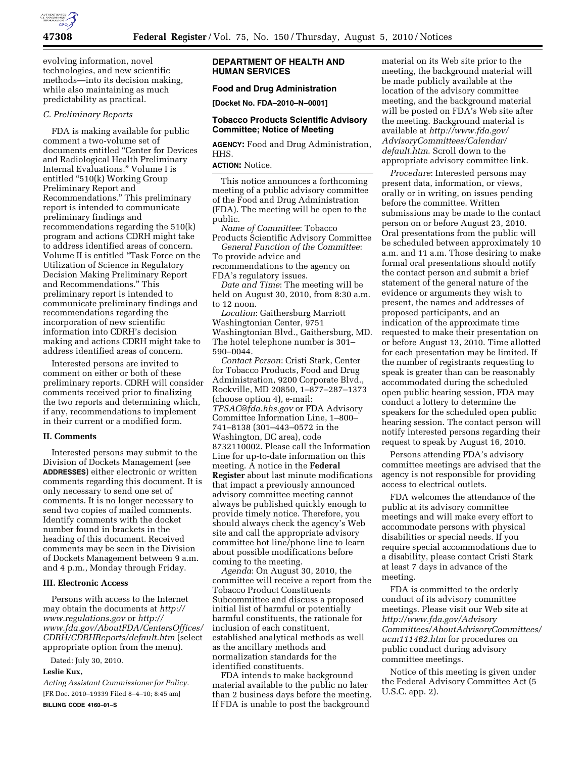evolving information, novel technologies, and new scientific methods—into its decision making, while also maintaining as much predictability as practical.

*C. Preliminary Reports*

FDA is making available for public comment a two-volume set of documents entitled "Center for Devices and Radiological Health Preliminary Internal Evaluations." Volume I is entitled "510(k) Working Group Preliminary Report and Recommendations." This preliminary report is intended to communicate preliminary findings and recommendations regarding the 510(k) program and actions CDRH might take to address identified areas of concern. Volume II is entitled "Task Force on the Utilization of Science in Regulatory Decision Making Preliminary Report and Recommendations." This preliminary report is intended to communicate preliminary findings and recommendations regarding the incorporation of new scientific information into CDRH's decision making and actions CDRH might take to address identified areas of concern.

Interested persons are invited to comment on either or both of these preliminary reports. CDRH will consider comments received prior to finalizing the two reports and determining which, if any, recommendations to implement in their current or a modified form.

## II. Comments

Interested persons may submit to the Division of Dockets Management (see **ADDRESSES**) either electronic or written comments regarding this document. It is only necessary to send one set of comments. It is no longer necessary to send two copies of mailed comments. Identify comments with the docket number found in brackets in the heading of this document. Received comments may be seen in the Division of Dockets Management between 9 a.m. and 4 p.m., Monday through Friday.

## III. Electronic Access

Persons with access to the Internet may obtain the documents at *http://www.regulations.gov* or *http://www.fda.gov/AboutFDA/CentersOffices/CDRH/CDRHReports/default.htm* (select appropriate option from the menu).

Dated: July 30, 2010.

**Leslie Kux,**

*Acting Assistant Commissioner for Policy.*

[FR Doc. 2010–19339 Filed 8–4–10; 8:45 am]

**BILLING CODE 4160–01–S**

## DEPARTMENT OF HEALTH AND HUMAN SERVICES

### Food and Drug Administration

**[Docket No. FDA–2010–N–0001]**

### Tobacco Products Scientific Advisory Committee; Notice of Meeting

**AGENCY:** Food and Drug Administration, HHS.

**ACTION:** Notice.

This notice announces a forthcoming meeting of a public advisory committee of the Food and Drug Administration (FDA). The meeting will be open to the public.

*Name of Committee*: Tobacco Products Scientific Advisory Committee

*General Function of the Committee*: To provide advice and recommendations to the agency on FDA's regulatory issues.

*Date and Time*: The meeting will be held on August 30, 2010, from 8:30 a.m. to 12 noon.

*Location*: Gaithersburg Marriott Washingtonian Center, 9751 Washingtonian Blvd., Gaithersburg, MD. The hotel telephone number is 301–590–0044.

*Contact Person*: Cristi Stark, Center for Tobacco Products, Food and Drug Administration, 9200 Corporate Blvd., Rockville, MD 20850, 1–877–287–1373 (choose option 4), e-mail: *TPSAC@fda.hhs.gov* or FDA Advisory Committee Information Line, 1–800–741–8138 (301–443–0572 in the Washington, DC area), code 8732110002. Please call the Information Line for up-to-date information on this meeting. A notice in the **Federal Register** about last minute modifications that impact a previously announced advisory committee meeting cannot always be published quickly enough to provide timely notice. Therefore, you should always check the agency's Web site and call the appropriate advisory committee hot line/phone line to learn about possible modifications before coming to the meeting.

*Agenda*: On August 30, 2010, the committee will receive a report from the Tobacco Product Constituents Subcommittee and discuss a proposed initial list of harmful or potentially harmful constituents, the rationale for inclusion of each constituent, established analytical methods as well as the ancillary methods and normalization standards for the identified constituents.

FDA intends to make background material available to the public no later than 2 business days before the meeting. If FDA is unable to post the background material on its Web site prior to the meeting, the background material will be made publicly available at the location of the advisory committee meeting, and the background material will be posted on FDA's Web site after the meeting. Background material is available at *http://www.fda.gov/AdvisoryCommittees/Calendar/default.htm*. Scroll down to the appropriate advisory committee link.

*Procedure*: Interested persons may present data, information, or views, orally or in writing, on issues pending before the committee. Written submissions may be made to the contact person on or before August 23, 2010. Oral presentations from the public will be scheduled between approximately 10 a.m. and 11 a.m. Those desiring to make formal oral presentations should notify the contact person and submit a brief statement of the general nature of the evidence or arguments they wish to present, the names and addresses of proposed participants, and an indication of the approximate time requested to make their presentation on or before August 13, 2010. Time allotted for each presentation may be limited. If the number of registrants requesting to speak is greater than can be reasonably accommodated during the scheduled open public hearing session, FDA may conduct a lottery to determine the speakers for the scheduled open public hearing session. The contact person will notify interested persons regarding their request to speak by August 16, 2010.

Persons attending FDA's advisory committee meetings are advised that the agency is not responsible for providing access to electrical outlets.

FDA welcomes the attendance of the public at its advisory committee meetings and will make every effort to accommodate persons with physical disabilities or special needs. If you require special accommodations due to a disability, please contact Cristi Stark at least 7 days in advance of the meeting.

FDA is committed to the orderly conduct of its advisory committee meetings. Please visit our Web site at *http://www.fda.gov/AdvisoryCommittees/AboutAdvisoryCommittees/ucm111462.htm* for procedures on public conduct during advisory committee meetings.

Notice of this meeting is given under the Federal Advisory Committee Act (5 U.S.C. app. 2).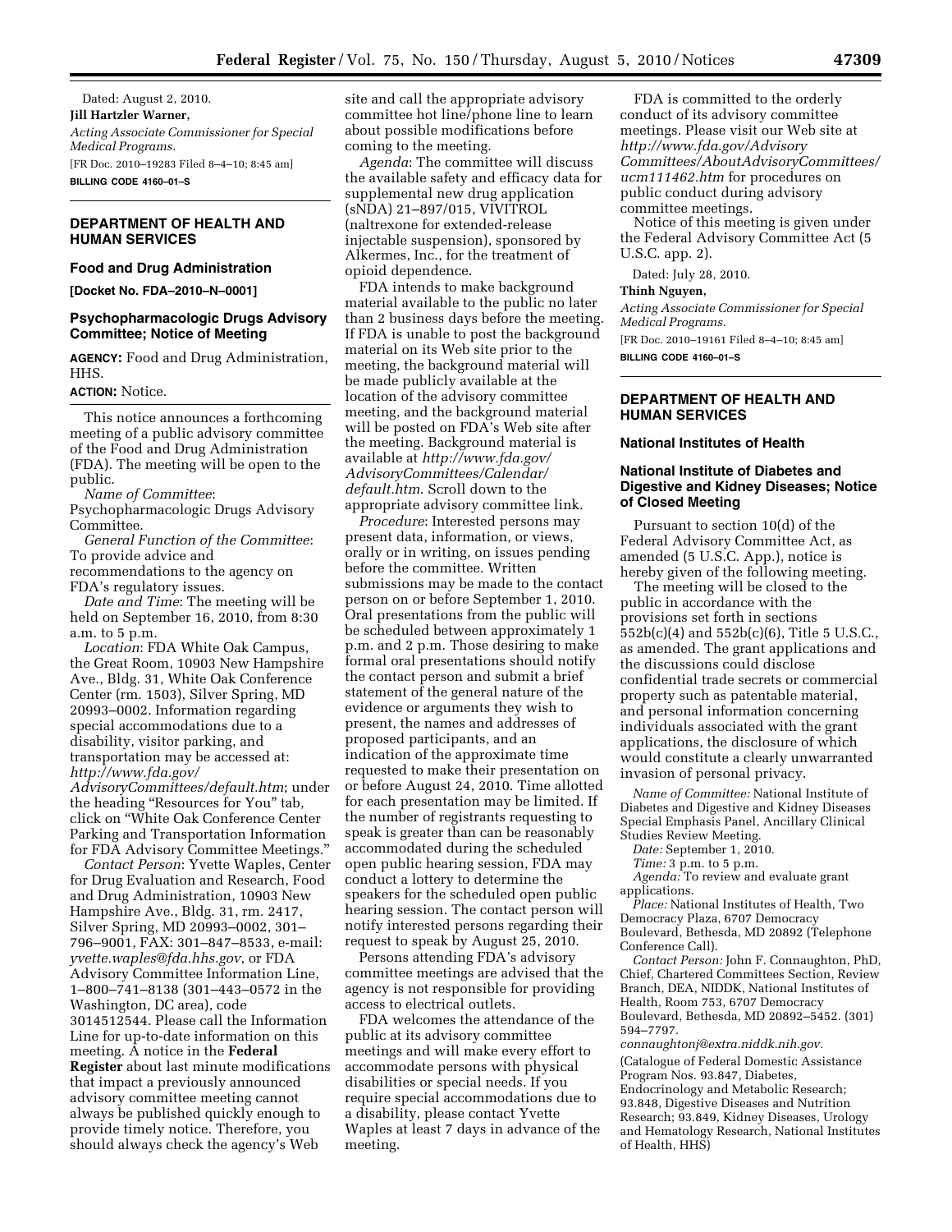Dated: August 2, 2010.

**Jill Hartzler Warner,**

*Acting Associate Commissioner for Special Medical Programs.*

[FR Doc. 2010–19283 Filed 8–4–10; 8:45 am]

**BILLING CODE 4160–01–S**

## DEPARTMENT OF HEALTH AND HUMAN SERVICES

### Food and Drug Administration

**[Docket No. FDA–2010–N–0001]**

### Psychopharmacologic Drugs Advisory Committee; Notice of Meeting

**AGENCY:** Food and Drug Administration, HHS.

**ACTION:** Notice.

This notice announces a forthcoming meeting of a public advisory committee of the Food and Drug Administration (FDA). The meeting will be open to the public.

*Name of Committee*: Psychopharmacologic Drugs Advisory Committee.

*General Function of the Committee*: To provide advice and recommendations to the agency on FDA's regulatory issues.

*Date and Time*: The meeting will be held on September 16, 2010, from 8:30 a.m. to 5 p.m.

*Location*: FDA White Oak Campus, the Great Room, 10903 New Hampshire Ave., Bldg. 31, White Oak Conference Center (rm. 1503), Silver Spring, MD 20993–0002. Information regarding special accommodations due to a disability, visitor parking, and transportation may be accessed at: *http://www.fda.gov/AdvisoryCommittees/default.htm*; under the heading "Resources for You" tab, click on "White Oak Conference Center Parking and Transportation Information for FDA Advisory Committee Meetings."

*Contact Person*: Yvette Waples, Center for Drug Evaluation and Research, Food and Drug Administration, 10903 New Hampshire Ave., Bldg. 31, rm. 2417, Silver Spring, MD 20993–0002, 301–796–9001, FAX: 301–847–8533, e-mail: *yvette.waples@fda.hhs.gov*, or FDA Advisory Committee Information Line, 1–800–741–8138 (301–443–0572 in the Washington, DC area), code 3014512544. Please call the Information Line for up-to-date information on this meeting. A notice in the **Federal Register** about last minute modifications that impact a previously announced advisory committee meeting cannot always be published quickly enough to provide timely notice. Therefore, you should always check the agency's Web site and call the appropriate advisory committee hot line/phone line to learn about possible modifications before coming to the meeting.

*Agenda*: The committee will discuss the available safety and efficacy data for supplemental new drug application (sNDA) 21–897/015, VIVITROL (naltrexone for extended-release injectable suspension), sponsored by Alkermes, Inc., for the treatment of opioid dependence.

FDA intends to make background material available to the public no later than 2 business days before the meeting. If FDA is unable to post the background material on its Web site prior to the meeting, the background material will be made publicly available at the location of the advisory committee meeting, and the background material will be posted on FDA's Web site after the meeting. Background material is available at *http://www.fda.gov/AdvisoryCommittees/Calendar/default.htm*. Scroll down to the appropriate advisory committee link.

*Procedure*: Interested persons may present data, information, or views, orally or in writing, on issues pending before the committee. Written submissions may be made to the contact person on or before September 1, 2010. Oral presentations from the public will be scheduled between approximately 1 p.m. and 2 p.m. Those desiring to make formal oral presentations should notify the contact person and submit a brief statement of the general nature of the evidence or arguments they wish to present, the names and addresses of proposed participants, and an indication of the approximate time requested to make their presentation on or before August 24, 2010. Time allotted for each presentation may be limited. If the number of registrants requesting to speak is greater than can be reasonably accommodated during the scheduled open public hearing session, FDA may conduct a lottery to determine the speakers for the scheduled open public hearing session. The contact person will notify interested persons regarding their request to speak by August 25, 2010.

Persons attending FDA's advisory committee meetings are advised that the agency is not responsible for providing access to electrical outlets.

FDA welcomes the attendance of the public at its advisory committee meetings and will make every effort to accommodate persons with physical disabilities or special needs. If you require special accommodations due to a disability, please contact Yvette Waples at least 7 days in advance of the meeting.

FDA is committed to the orderly conduct of its advisory committee meetings. Please visit our Web site at *http://www.fda.gov/AdvisoryCommittees/AboutAdvisoryCommittees/ucm111462.htm* for procedures on public conduct during advisory committee meetings.

Notice of this meeting is given under the Federal Advisory Committee Act (5 U.S.C. app. 2).

Dated: July 28, 2010.

**Thinh Nguyen,**

*Acting Associate Commissioner for Special Medical Programs.*

[FR Doc. 2010–19161 Filed 8–4–10; 8:45 am]

**BILLING CODE 4160–01–S**

## DEPARTMENT OF HEALTH AND HUMAN SERVICES

### National Institutes of Health

### National Institute of Diabetes and Digestive and Kidney Diseases; Notice of Closed Meeting

Pursuant to section 10(d) of the Federal Advisory Committee Act, as amended (5 U.S.C. App.), notice is hereby given of the following meeting.

The meeting will be closed to the public in accordance with the provisions set forth in sections 552b(c)(4) and 552b(c)(6), Title 5 U.S.C., as amended. The grant applications and the discussions could disclose confidential trade secrets or commercial property such as patentable material, and personal information concerning individuals associated with the grant applications, the disclosure of which would constitute a clearly unwarranted invasion of personal privacy.

*Name of Committee:* National Institute of Diabetes and Digestive and Kidney Diseases Special Emphasis Panel, Ancillary Clinical Studies Review Meeting.

*Date:* September 1, 2010.

*Time:* 3 p.m. to 5 p.m.

*Agenda:* To review and evaluate grant applications.

*Place:* National Institutes of Health, Two Democracy Plaza, 6707 Democracy Boulevard, Bethesda, MD 20892 (Telephone Conference Call).

*Contact Person:* John F. Connaughton, PhD, Chief, Chartered Committees Section, Review Branch, DEA, NIDDK, National Institutes of Health, Room 753, 6707 Democracy Boulevard, Bethesda, MD 20892–5452. (301) 594–7797. *connaughtonj@extra.niddk.nih.gov.*

(Catalogue of Federal Domestic Assistance Program Nos. 93.847, Diabetes, Endocrinology and Metabolic Research; 93.848, Digestive Diseases and Nutrition Research; 93.849, Kidney Diseases, Urology and Hematology Research, National Institutes of Health, HHS)